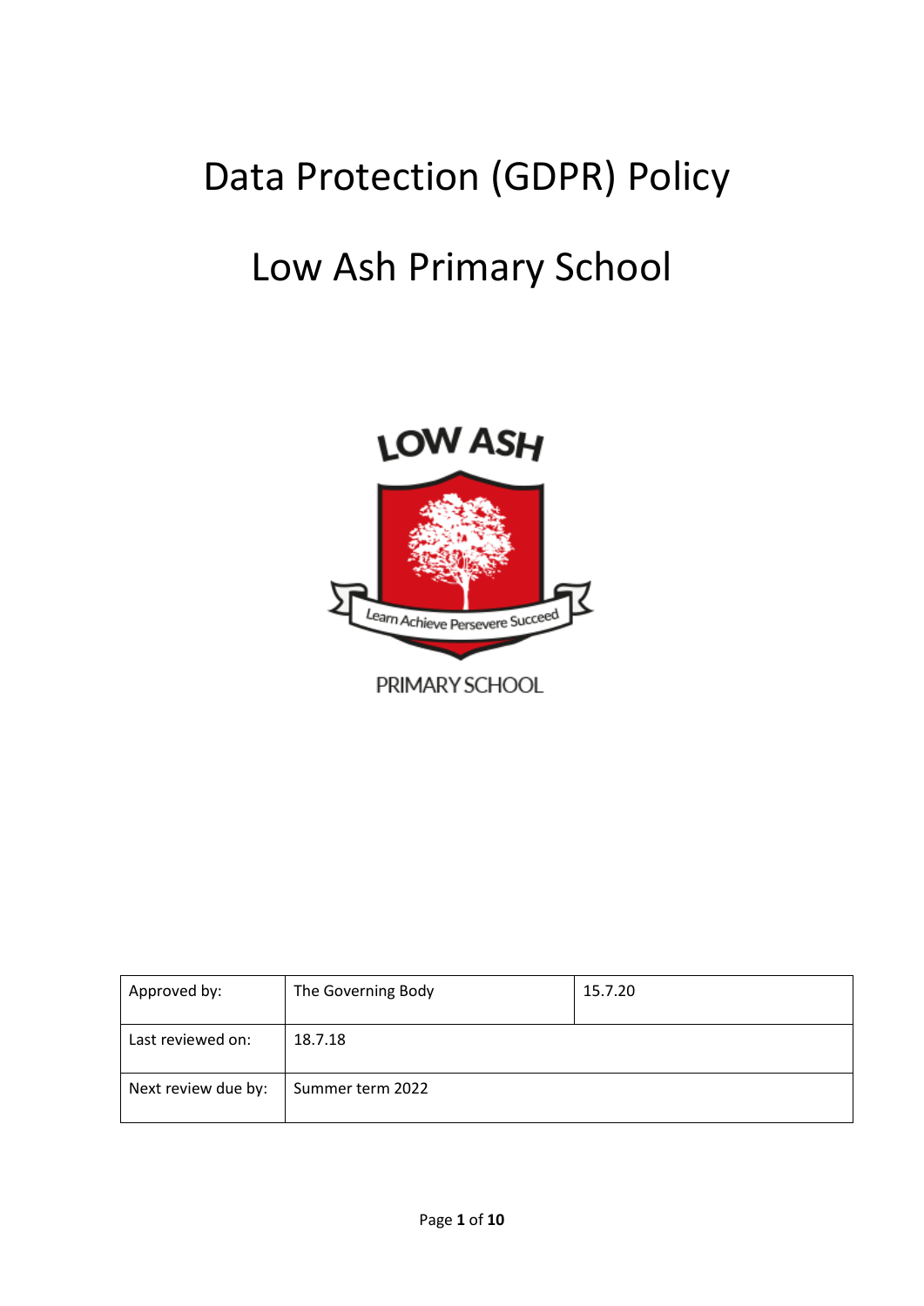# Data Protection (GDPR) Policy

# Low Ash Primary School

| Approved by: | The Governing Body | 15.7.20 |
| --- | --- | --- |
| Last reviewed on: | 18.7.18 | |
| Next review due by: | Summer term 2022 | |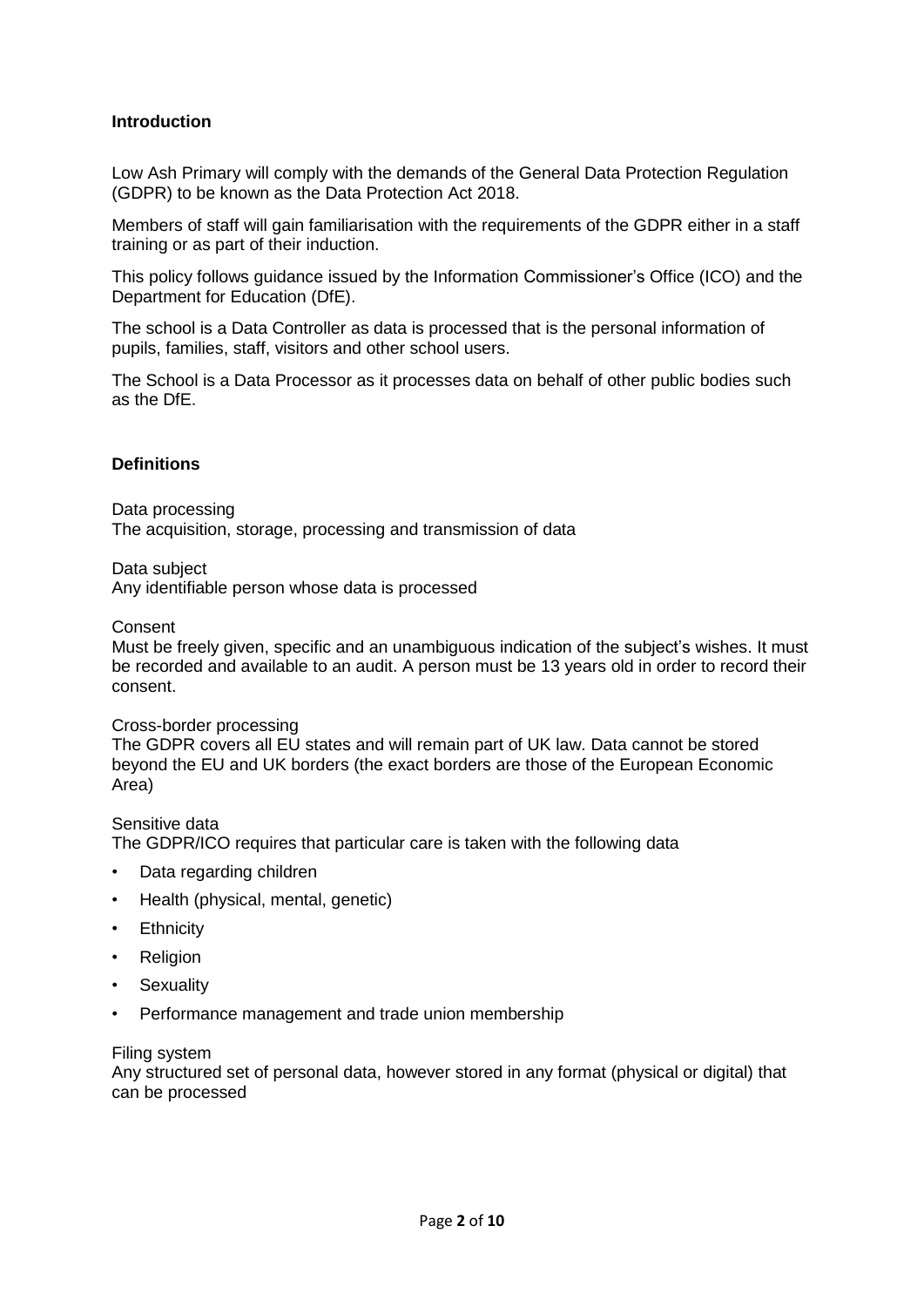## Introduction

Low Ash Primary will comply with the demands of the General Data Protection Regulation (GDPR) to be known as the Data Protection Act 2018.

Members of staff will gain familiarisation with the requirements of the GDPR either in a staff training or as part of their induction.

This policy follows guidance issued by the Information Commissioner's Office (ICO) and the Department for Education (DfE).

The school is a Data Controller as data is processed that is the personal information of pupils, families, staff, visitors and other school users.

The School is a Data Processor as it processes data on behalf of other public bodies such as the DfE.

## Definitions

Data processing
The acquisition, storage, processing and transmission of data

Data subject
Any identifiable person whose data is processed

Consent
Must be freely given, specific and an unambiguous indication of the subject's wishes. It must be recorded and available to an audit. A person must be 13 years old in order to record their consent.

Cross-border processing
The GDPR covers all EU states and will remain part of UK law. Data cannot be stored beyond the EU and UK borders (the exact borders are those of the European Economic Area)

Sensitive data
The GDPR/ICO requires that particular care is taken with the following data

- Data regarding children
- Health (physical, mental, genetic)
- Ethnicity
- Religion
- Sexuality
- Performance management and trade union membership

Filing system
Any structured set of personal data, however stored in any format (physical or digital) that can be processed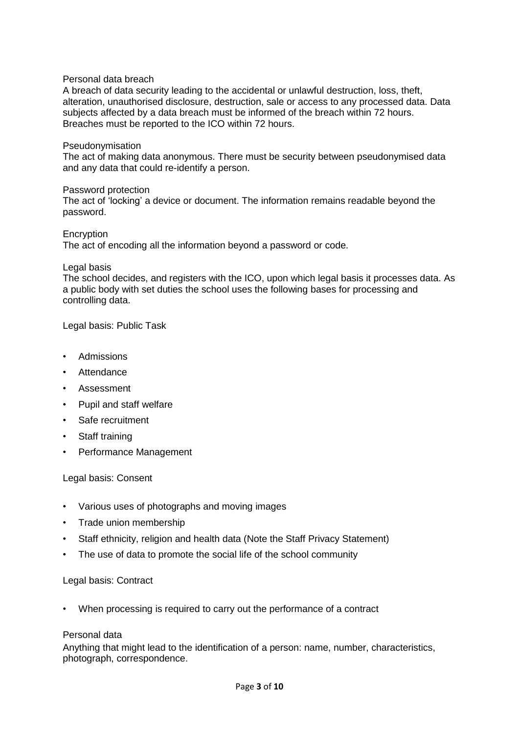Personal data breach

A breach of data security leading to the accidental or unlawful destruction, loss, theft, alteration, unauthorised disclosure, destruction, sale or access to any processed data. Data subjects affected by a data breach must be informed of the breach within 72 hours. Breaches must be reported to the ICO within 72 hours.

Pseudonymisation

The act of making data anonymous. There must be security between pseudonymised data and any data that could re-identify a person.

Password protection

The act of 'locking' a device or document. The information remains readable beyond the password.

Encryption

The act of encoding all the information beyond a password or code.

Legal basis

The school decides, and registers with the ICO, upon which legal basis it processes data. As a public body with set duties the school uses the following bases for processing and controlling data.

Legal basis: Public Task

- Admissions
- Attendance
- Assessment
- Pupil and staff welfare
- Safe recruitment
- Staff training
- Performance Management

Legal basis: Consent

- Various uses of photographs and moving images
- Trade union membership
- Staff ethnicity, religion and health data (Note the Staff Privacy Statement)
- The use of data to promote the social life of the school community

Legal basis: Contract

- When processing is required to carry out the performance of a contract

Personal data

Anything that might lead to the identification of a person: name, number, characteristics, photograph, correspondence.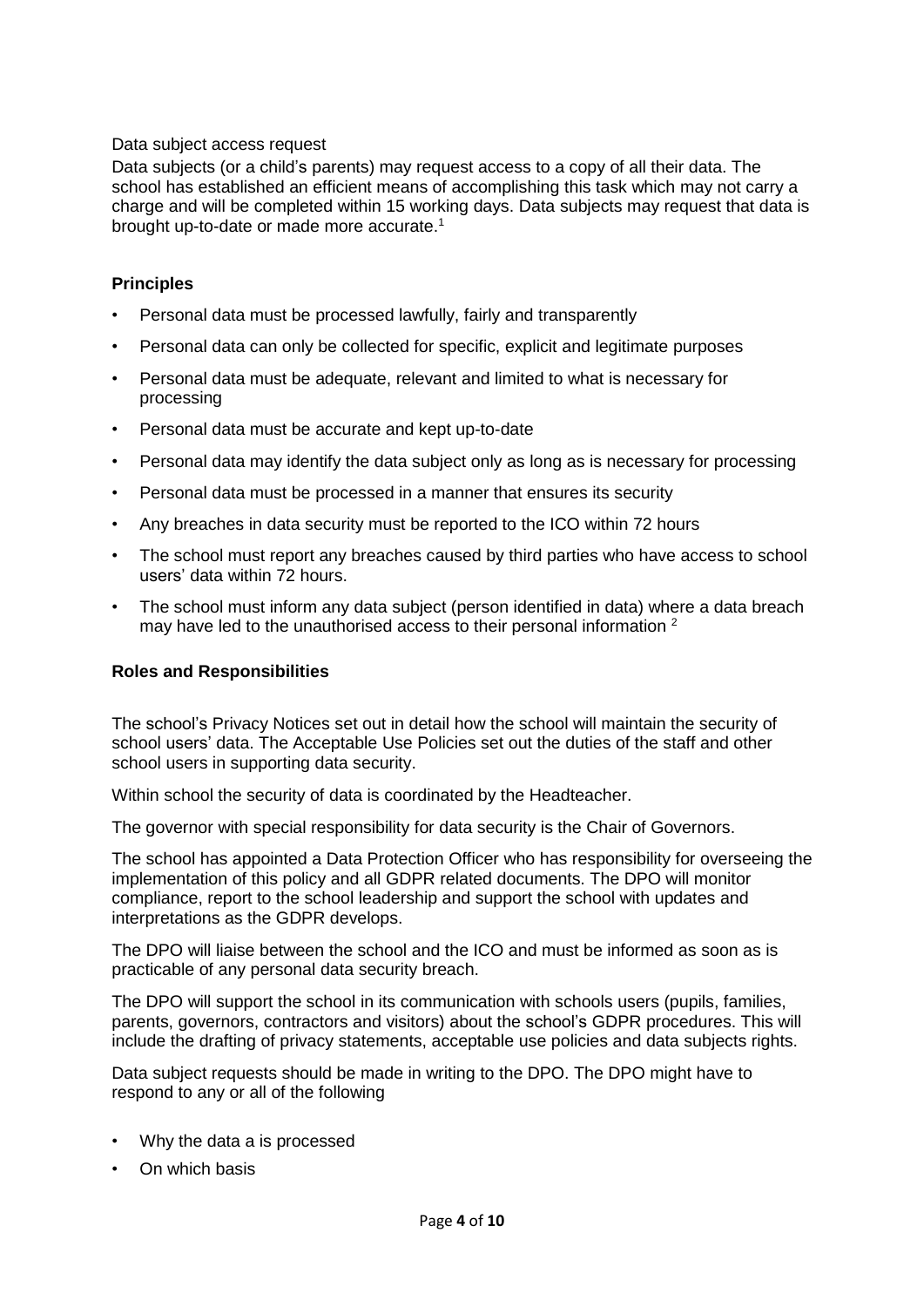Data subject access request

Data subjects (or a child's parents) may request access to a copy of all their data. The school has established an efficient means of accomplishing this task which may not carry a charge and will be completed within 15 working days. Data subjects may request that data is brought up-to-date or made more accurate.[1]

**Principles**

- Personal data must be processed lawfully, fairly and transparently
- Personal data can only be collected for specific, explicit and legitimate purposes
- Personal data must be adequate, relevant and limited to what is necessary for processing
- Personal data must be accurate and kept up-to-date
- Personal data may identify the data subject only as long as is necessary for processing
- Personal data must be processed in a manner that ensures its security
- Any breaches in data security must be reported to the ICO within 72 hours
- The school must report any breaches caused by third parties who have access to school users' data within 72 hours.
- The school must inform any data subject (person identified in data) where a data breach may have led to the unauthorised access to their personal information [2]

**Roles and Responsibilities**

The school's Privacy Notices set out in detail how the school will maintain the security of school users' data. The Acceptable Use Policies set out the duties of the staff and other school users in supporting data security.

Within school the security of data is coordinated by the Headteacher.

The governor with special responsibility for data security is the Chair of Governors.

The school has appointed a Data Protection Officer who has responsibility for overseeing the implementation of this policy and all GDPR related documents. The DPO will monitor compliance, report to the school leadership and support the school with updates and interpretations as the GDPR develops.

The DPO will liaise between the school and the ICO and must be informed as soon as is practicable of any personal data security breach.

The DPO will support the school in its communication with schools users (pupils, families, parents, governors, contractors and visitors) about the school's GDPR procedures. This will include the drafting of privacy statements, acceptable use policies and data subjects rights.

Data subject requests should be made in writing to the DPO. The DPO might have to respond to any or all of the following

- Why the data a is processed
- On which basis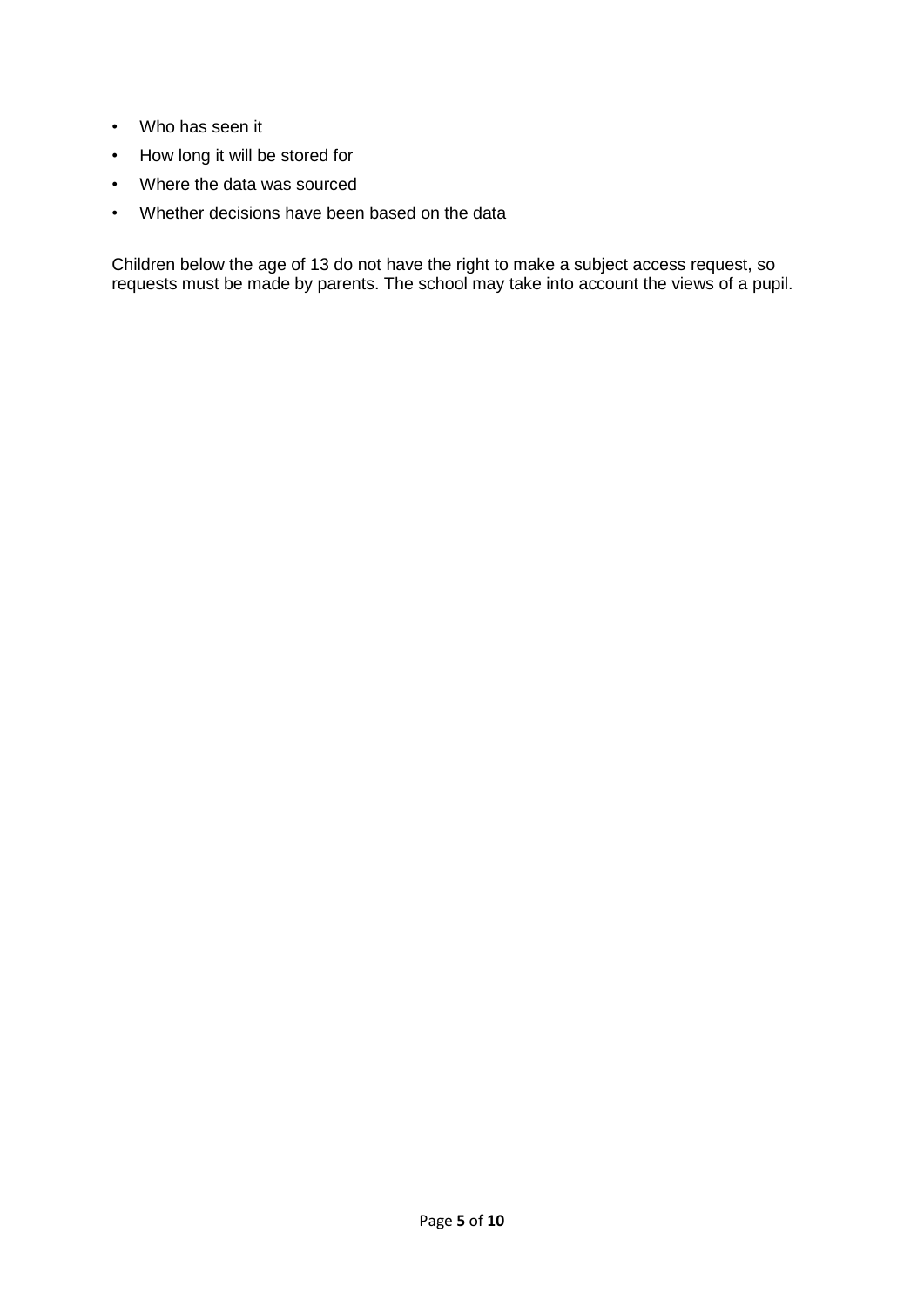- Who has seen it
- How long it will be stored for
- Where the data was sourced
- Whether decisions have been based on the data

Children below the age of 13 do not have the right to make a subject access request, so requests must be made by parents. The school may take into account the views of a pupil.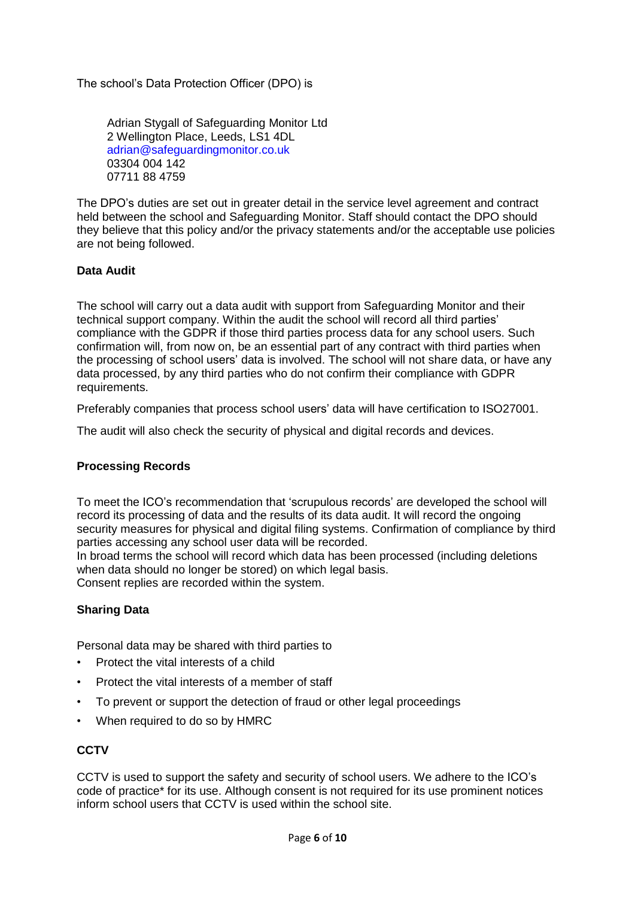The school's Data Protection Officer (DPO) is

Adrian Stygall of Safeguarding Monitor Ltd  
2 Wellington Place, Leeds, LS1 4DL  
adrian@safeguardingmonitor.co.uk  
03304 004 142  
07711 88 4759

The DPO's duties are set out in greater detail in the service level agreement and contract held between the school and Safeguarding Monitor. Staff should contact the DPO should they believe that this policy and/or the privacy statements and/or the acceptable use policies are not being followed.

**Data Audit**

The school will carry out a data audit with support from Safeguarding Monitor and their technical support company. Within the audit the school will record all third parties' compliance with the GDPR if those third parties process data for any school users. Such confirmation will, from now on, be an essential part of any contract with third parties when the processing of school users' data is involved. The school will not share data, or have any data processed, by any third parties who do not confirm their compliance with GDPR requirements.

Preferably companies that process school users' data will have certification to ISO27001.

The audit will also check the security of physical and digital records and devices.

**Processing Records**

To meet the ICO's recommendation that 'scrupulous records' are developed the school will record its processing of data and the results of its data audit. It will record the ongoing security measures for physical and digital filing systems. Confirmation of compliance by third parties accessing any school user data will be recorded.  
In broad terms the school will record which data has been processed (including deletions when data should no longer be stored) on which legal basis.  
Consent replies are recorded within the system.

**Sharing Data**

Personal data may be shared with third parties to

- Protect the vital interests of a child
- Protect the vital interests of a member of staff
- To prevent or support the detection of fraud or other legal proceedings
- When required to do so by HMRC

**CCTV**

CCTV is used to support the safety and security of school users. We adhere to the ICO's code of practice* for its use. Although consent is not required for its use prominent notices inform school users that CCTV is used within the school site.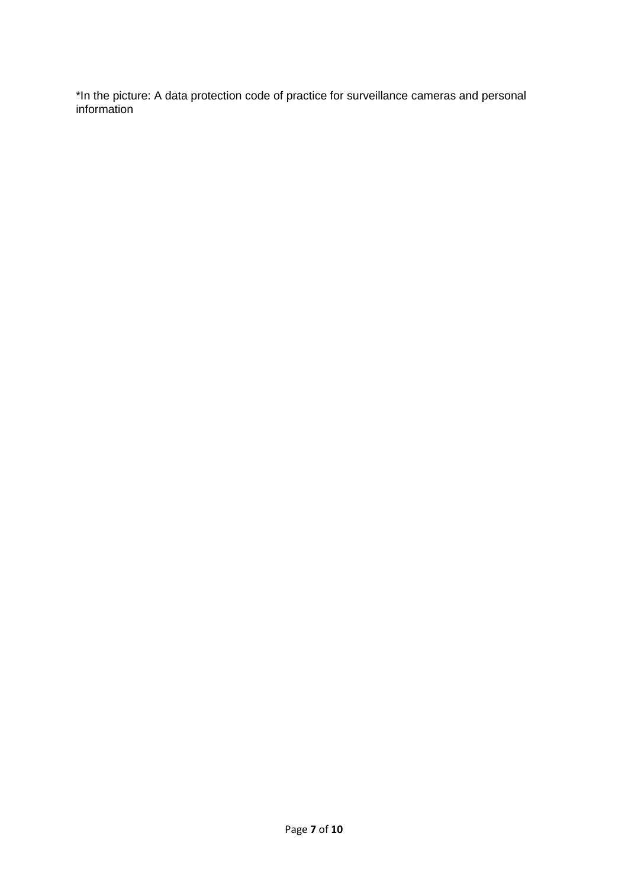*In the picture: A data protection code of practice for surveillance cameras and personal information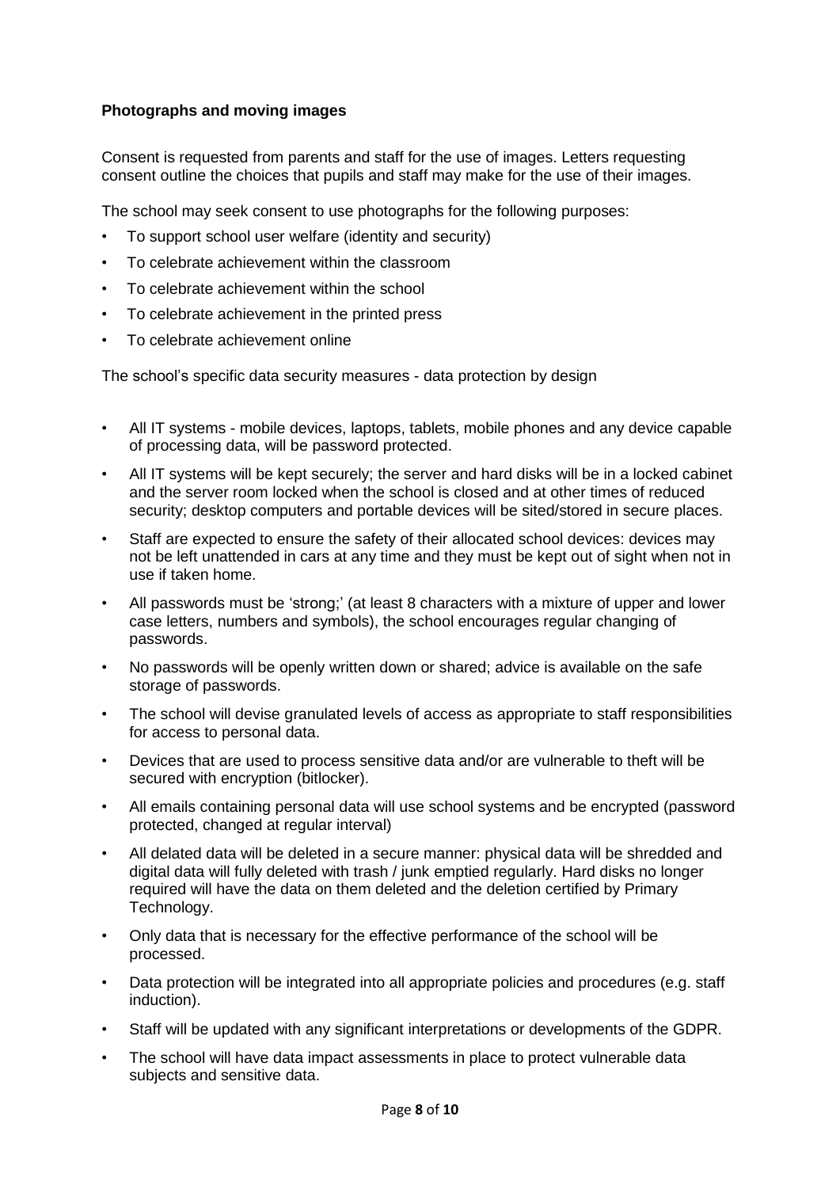**Photographs and moving images**

Consent is requested from parents and staff for the use of images. Letters requesting consent outline the choices that pupils and staff may make for the use of their images.

The school may seek consent to use photographs for the following purposes:

- To support school user welfare (identity and security)
- To celebrate achievement within the classroom
- To celebrate achievement within the school
- To celebrate achievement in the printed press
- To celebrate achievement online

The school's specific data security measures - data protection by design

- All IT systems - mobile devices, laptops, tablets, mobile phones and any device capable of processing data, will be password protected.
- All IT systems will be kept securely; the server and hard disks will be in a locked cabinet and the server room locked when the school is closed and at other times of reduced security; desktop computers and portable devices will be sited/stored in secure places.
- Staff are expected to ensure the safety of their allocated school devices: devices may not be left unattended in cars at any time and they must be kept out of sight when not in use if taken home.
- All passwords must be 'strong;' (at least 8 characters with a mixture of upper and lower case letters, numbers and symbols), the school encourages regular changing of passwords.
- No passwords will be openly written down or shared; advice is available on the safe storage of passwords.
- The school will devise granulated levels of access as appropriate to staff responsibilities for access to personal data.
- Devices that are used to process sensitive data and/or are vulnerable to theft will be secured with encryption (bitlocker).
- All emails containing personal data will use school systems and be encrypted (password protected, changed at regular interval)
- All delated data will be deleted in a secure manner: physical data will be shredded and digital data will fully deleted with trash / junk emptied regularly. Hard disks no longer required will have the data on them deleted and the deletion certified by Primary Technology.
- Only data that is necessary for the effective performance of the school will be processed.
- Data protection will be integrated into all appropriate policies and procedures (e.g. staff induction).
- Staff will be updated with any significant interpretations or developments of the GDPR.
- The school will have data impact assessments in place to protect vulnerable data subjects and sensitive data.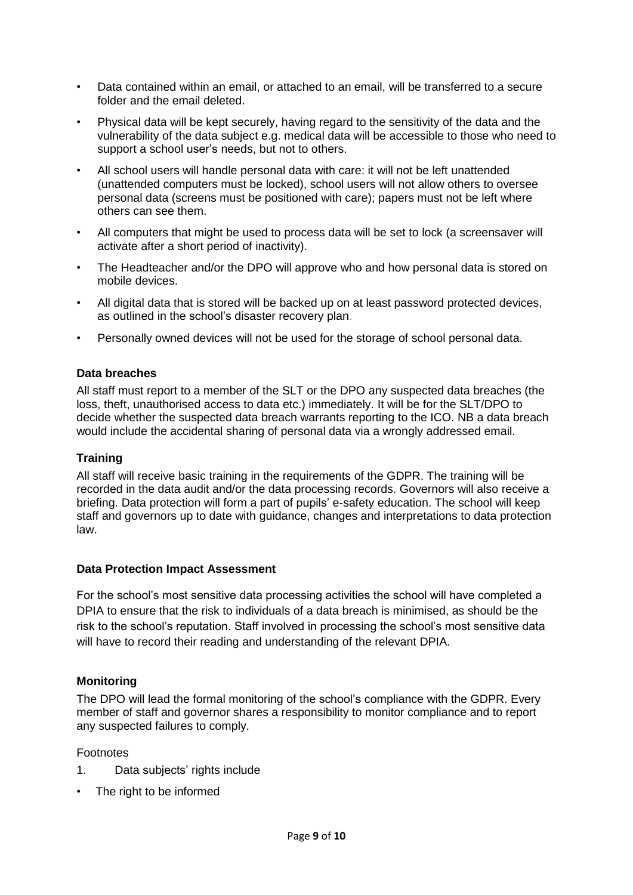- Data contained within an email, or attached to an email, will be transferred to a secure folder and the email deleted.
- Physical data will be kept securely, having regard to the sensitivity of the data and the vulnerability of the data subject e.g. medical data will be accessible to those who need to support a school user's needs, but not to others.
- All school users will handle personal data with care: it will not be left unattended (unattended computers must be locked), school users will not allow others to oversee personal data (screens must be positioned with care); papers must not be left where others can see them.
- All computers that might be used to process data will be set to lock (a screensaver will activate after a short period of inactivity).
- The Headteacher and/or the DPO will approve who and how personal data is stored on mobile devices.
- All digital data that is stored will be backed up on at least password protected devices, as outlined in the school's disaster recovery plan.
- Personally owned devices will not be used for the storage of school personal data.

**Data breaches**

All staff must report to a member of the SLT or the DPO any suspected data breaches (the loss, theft, unauthorised access to data etc.) immediately. It will be for the SLT/DPO to decide whether the suspected data breach warrants reporting to the ICO. NB a data breach would include the accidental sharing of personal data via a wrongly addressed email.

**Training**

All staff will receive basic training in the requirements of the GDPR. The training will be recorded in the data audit and/or the data processing records. Governors will also receive a briefing. Data protection will form a part of pupils' e-safety education. The school will keep staff and governors up to date with guidance, changes and interpretations to data protection law.

**Data Protection Impact Assessment**

For the school's most sensitive data processing activities the school will have completed a DPIA to ensure that the risk to individuals of a data breach is minimised, as should be the risk to the school's reputation. Staff involved in processing the school's most sensitive data will have to record their reading and understanding of the relevant DPIA.

**Monitoring**

The DPO will lead the formal monitoring of the school's compliance with the GDPR. Every member of staff and governor shares a responsibility to monitor compliance and to report any suspected failures to comply.

Footnotes

1. Data subjects' rights include

- The right to be informed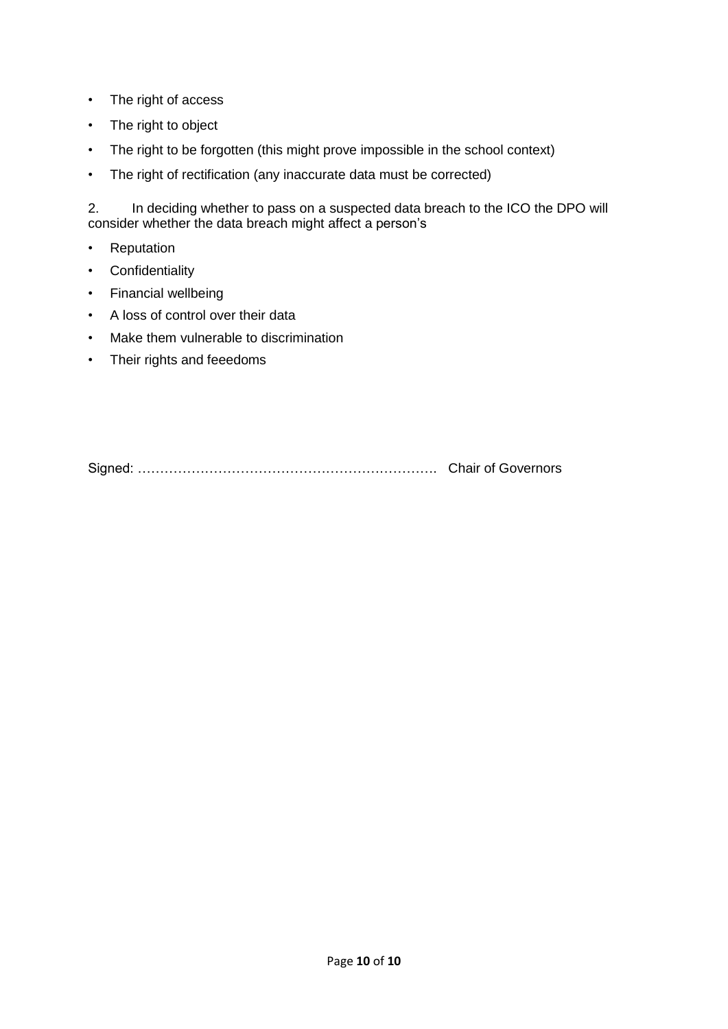- The right of access
- The right to object
- The right to be forgotten (this might prove impossible in the school context)
- The right of rectification (any inaccurate data must be corrected)

2. In deciding whether to pass on a suspected data breach to the ICO the DPO will consider whether the data breach might affect a person's

- Reputation
- Confidentiality
- Financial wellbeing
- A loss of control over their data
- Make them vulnerable to discrimination
- Their rights and feeedoms

Signed: …………………………………………………………. Chair of Governors